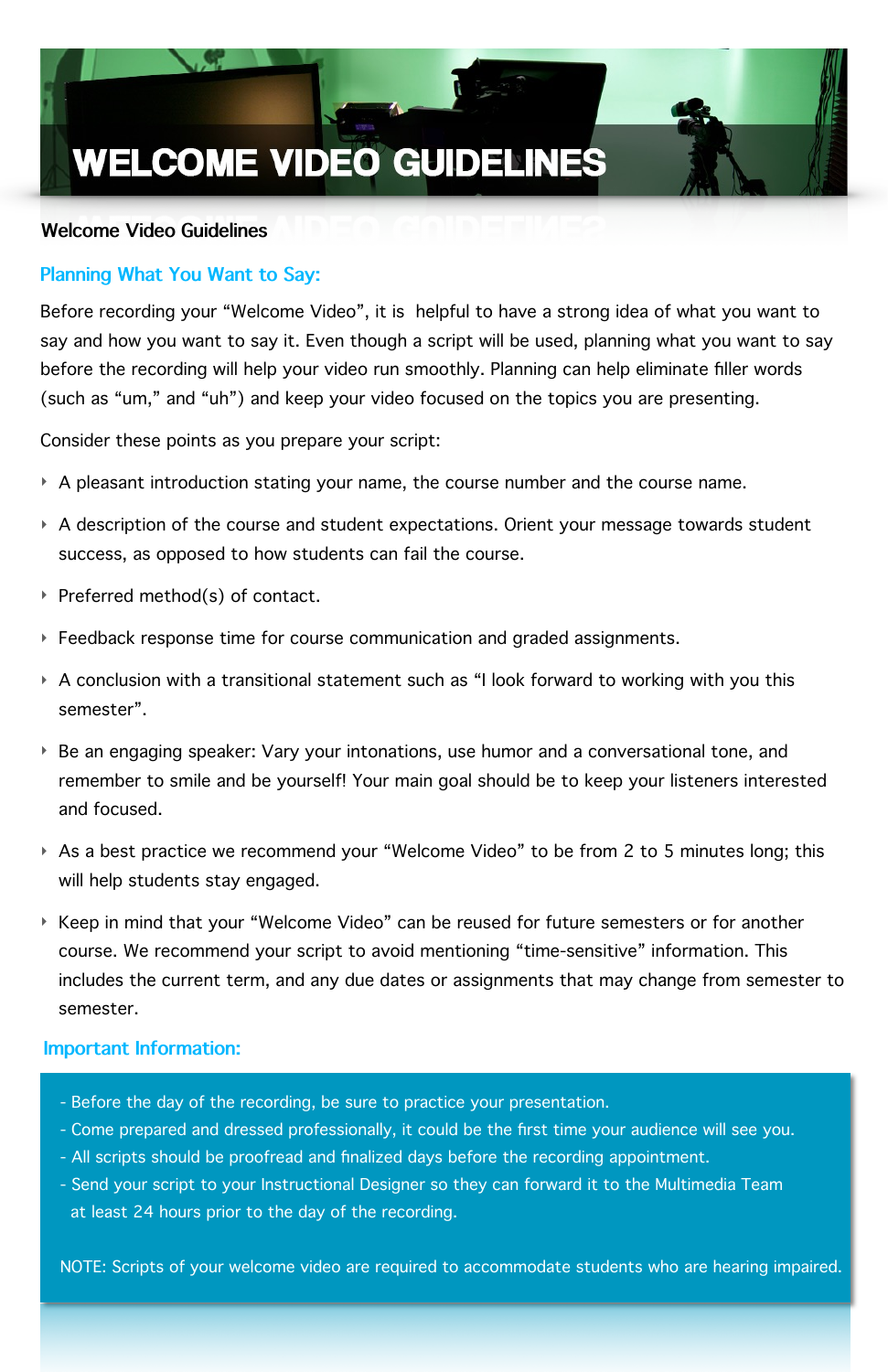# WELCOME VIDEO GUIDELINES

**Welcome Video Guidelines**

## Planning What You Want to Say:

Before recording your "Welcome Video", it is helpful to have a strong idea of what you want to say and how you want to say it. Even though a script will be used, planning what you want to say before the recording will help your video run smoothly. Planning can help eliminate filler words (such as "um," and "uh") and keep your video focused on the topics you are presenting.

Consider these points as you prepare your script:

- A pleasant introduction stating your name, the course number and the course name.
- A description of the course and student expectations. Orient your message towards student success, as opposed to how students can fail the course.
- Preferred method(s) of contact.
- Feedback response time for course communication and graded assignments.
- A conclusion with a transitional statement such as "I look forward to working with you this semester".
- Be an engaging speaker: Vary your intonations, use humor and a conversational tone, and remember to smile and be yourself! Your main goal should be to keep your listeners interested and focused.
- As a best practice we recommend your "Welcome Video" to be from 2 to 5 minutes long; this will help students stay engaged.
- Keep in mind that your "Welcome Video" can be reused for future semesters or for another course. We recommend your script to avoid mentioning "time-sensitive" information. This includes the current term, and any due dates or assignments that may change from semester to semester.

## Important Information:

- Before the day of the recording, be sure to practice your presentation.
- Come prepared and dressed professionally, it could be the first time your audience will see you.
- All scripts should be proofread and finalized days before the recording appointment.
- Send your script to your Instructional Designer so they can forward it to the Multimedia Team at least 24 hours prior to the day of the recording.

NOTE: Scripts of your welcome video are required to accommodate students who are hearing impaired.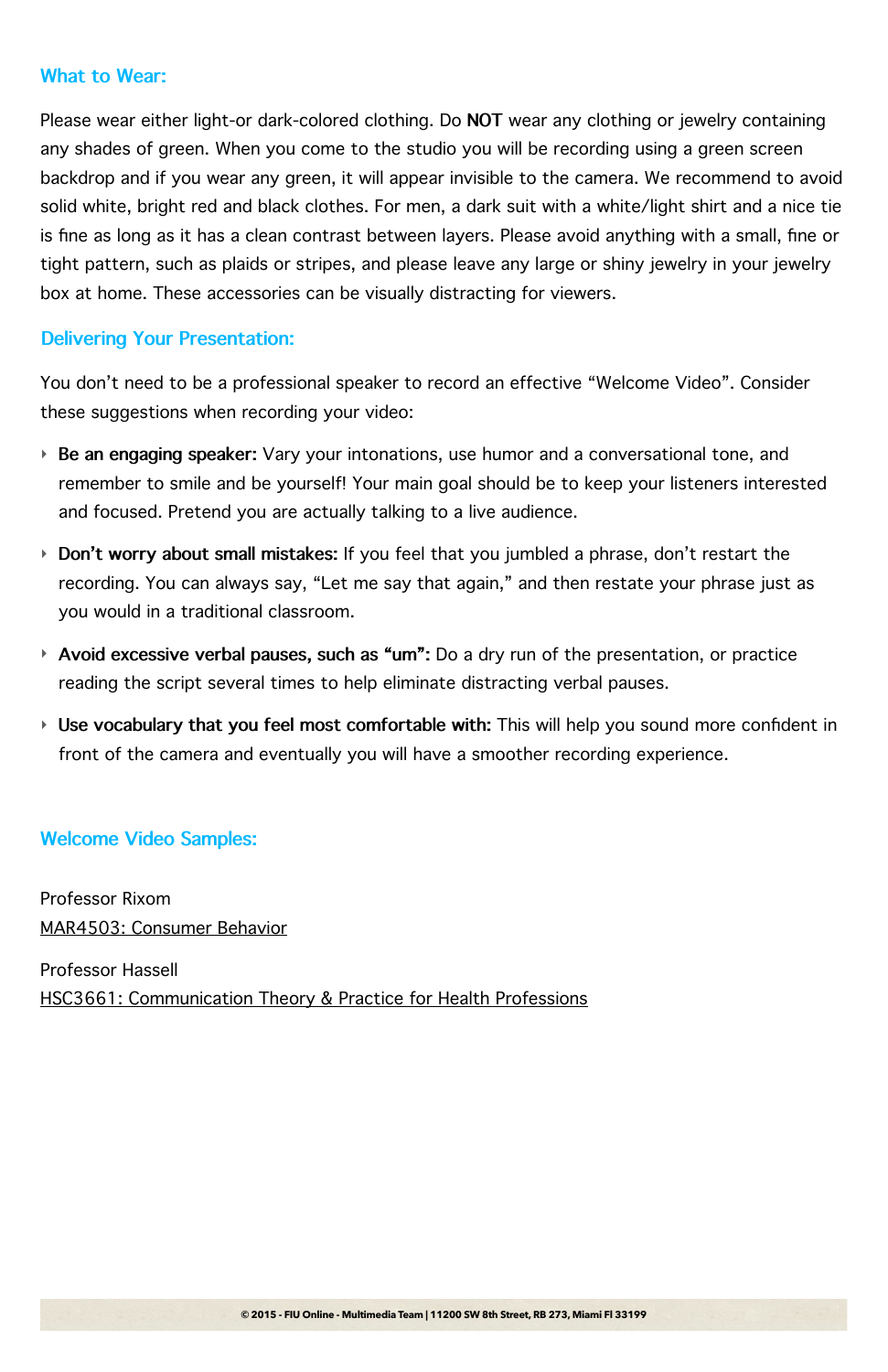## What to Wear:

Please wear either light-or dark-colored clothing. Do **NOT** wear any clothing or jewelry containing any shades of green. When you come to the studio you will be recording using a green screen backdrop and if you wear any green, it will appear invisible to the camera. We recommend to avoid solid white, bright red and black clothes. For men, a dark suit with a white/light shirt and a nice tie is fine as long as it has a clean contrast between layers. Please avoid anything with a small, fine or tight pattern, such as plaids or stripes, and please leave any large or shiny jewelry in your jewelry box at home. These accessories can be visually distracting for viewers.

## Delivering Your Presentation:

You don't need to be a professional speaker to record an effective "Welcome Video". Consider these suggestions when recording your video:

- **Be an engaging speaker:** Vary your intonations, use humor and a conversational tone, and remember to smile and be yourself! Your main goal should be to keep your listeners interested and focused. Pretend you are actually talking to a live audience.
- **Don't worry about small mistakes:** If you feel that you jumbled a phrase, don't restart the recording. You can always say, "Let me say that again," and then restate your phrase just as you would in a traditional classroom.
- **Avoid excessive verbal pauses, such as "um":** Do a dry run of the presentation, or practice reading the script several times to help eliminate distracting verbal pauses.
- **Use vocabulary that you feel most comfortable with:** This will help you sound more confident in front of the camera and eventually you will have a smoother recording experience.

## Welcome Video Samples:

Professor Rixom
MAR4503: Consumer Behavior

Professor Hassell
HSC3661: Communication Theory & Practice for Health Professions

© 2015 - FIU Online - Multimedia Team | 11200 SW 8th Street, RB 273, Miami Fl 33199